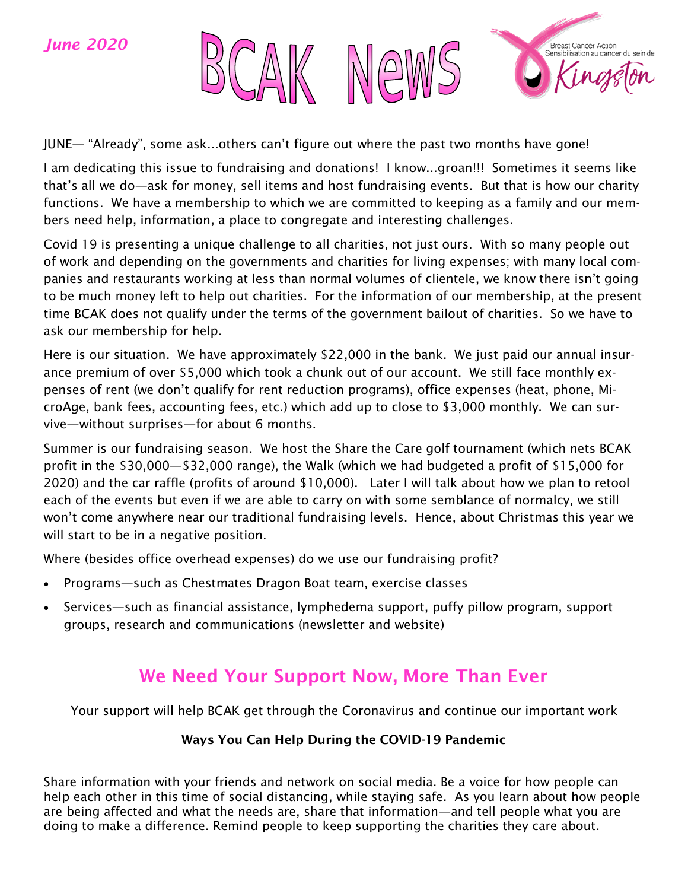*June 2020*

# BCAK News

Breast Cancer Action
Sensibilisation au cancer du sein de
Kingston

JUNE— "Already", some ask...others can't figure out where the past two months have gone!

I am dedicating this issue to fundraising and donations! I know...groan!!! Sometimes it seems like that's all we do—ask for money, sell items and host fundraising events. But that is how our charity functions. We have a membership to which we are committed to keeping as a family and our members need help, information, a place to congregate and interesting challenges.

Covid 19 is presenting a unique challenge to all charities, not just ours. With so many people out of work and depending on the governments and charities for living expenses; with many local companies and restaurants working at less than normal volumes of clientele, we know there isn't going to be much money left to help out charities. For the information of our membership, at the present time BCAK does not qualify under the terms of the government bailout of charities. So we have to ask our membership for help.

Here is our situation. We have approximately $22,000 in the bank. We just paid our annual insurance premium of over $5,000 which took a chunk out of our account. We still face monthly expenses of rent (we don't qualify for rent reduction programs), office expenses (heat, phone, MicroAge, bank fees, accounting fees, etc.) which add up to close to $3,000 monthly. We can survive—without surprises—for about 6 months.

Summer is our fundraising season. We host the Share the Care golf tournament (which nets BCAK profit in the $30,000—$32,000 range), the Walk (which we had budgeted a profit of $15,000 for 2020) and the car raffle (profits of around $10,000). Later I will talk about how we plan to retool each of the events but even if we are able to carry on with some semblance of normalcy, we still won't come anywhere near our traditional fundraising levels. Hence, about Christmas this year we will start to be in a negative position.

Where (besides office overhead expenses) do we use our fundraising profit?

- Programs—such as Chestmates Dragon Boat team, exercise classes
- Services—such as financial assistance, lymphedema support, puffy pillow program, support groups, research and communications (newsletter and website)

## We Need Your Support Now, More Than Ever

Your support will help BCAK get through the Coronavirus and continue our important work

**Ways You Can Help During the COVID-19 Pandemic**

Share information with your friends and network on social media. Be a voice for how people can help each other in this time of social distancing, while staying safe. As you learn about how people are being affected and what the needs are, share that information—and tell people what you are doing to make a difference. Remind people to keep supporting the charities they care about.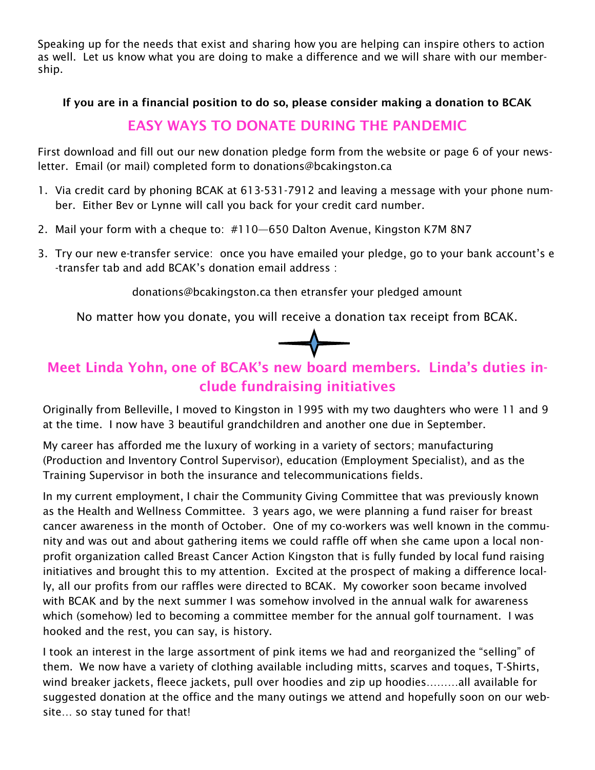Speaking up for the needs that exist and sharing how you are helping can inspire others to action as well. Let us know what you are doing to make a difference and we will share with our membership.

**If you are in a financial position to do so, please consider making a donation to BCAK**

## EASY WAYS TO DONATE DURING THE PANDEMIC

First download and fill out our new donation pledge form from the website or page 6 of your newsletter. Email (or mail) completed form to donations@bcakingston.ca

1. Via credit card by phoning BCAK at 613-531-7912 and leaving a message with your phone number. Either Bev or Lynne will call you back for your credit card number.
2. Mail your form with a cheque to: #110—650 Dalton Avenue, Kingston K7M 8N7
3. Try our new e-transfer service: once you have emailed your pledge, go to your bank account's e-transfer tab and add BCAK's donation email address :

   donations@bcakingston.ca then etransfer your pledged amount

No matter how you donate, you will receive a donation tax receipt from BCAK.

## Meet Linda Yohn, one of BCAK's new board members. Linda's duties include fundraising initiatives

Originally from Belleville, I moved to Kingston in 1995 with my two daughters who were 11 and 9 at the time. I now have 3 beautiful grandchildren and another one due in September.

My career has afforded me the luxury of working in a variety of sectors; manufacturing (Production and Inventory Control Supervisor), education (Employment Specialist), and as the Training Supervisor in both the insurance and telecommunications fields.

In my current employment, I chair the Community Giving Committee that was previously known as the Health and Wellness Committee. 3 years ago, we were planning a fund raiser for breast cancer awareness in the month of October. One of my co-workers was well known in the community and was out and about gathering items we could raffle off when she came upon a local non-profit organization called Breast Cancer Action Kingston that is fully funded by local fund raising initiatives and brought this to my attention. Excited at the prospect of making a difference locally, all our profits from our raffles were directed to BCAK. My coworker soon became involved with BCAK and by the next summer I was somehow involved in the annual walk for awareness which (somehow) led to becoming a committee member for the annual golf tournament. I was hooked and the rest, you can say, is history.

I took an interest in the large assortment of pink items we had and reorganized the "selling" of them. We now have a variety of clothing available including mitts, scarves and toques, T-Shirts, wind breaker jackets, fleece jackets, pull over hoodies and zip up hoodies………all available for suggested donation at the office and the many outings we attend and hopefully soon on our website… so stay tuned for that!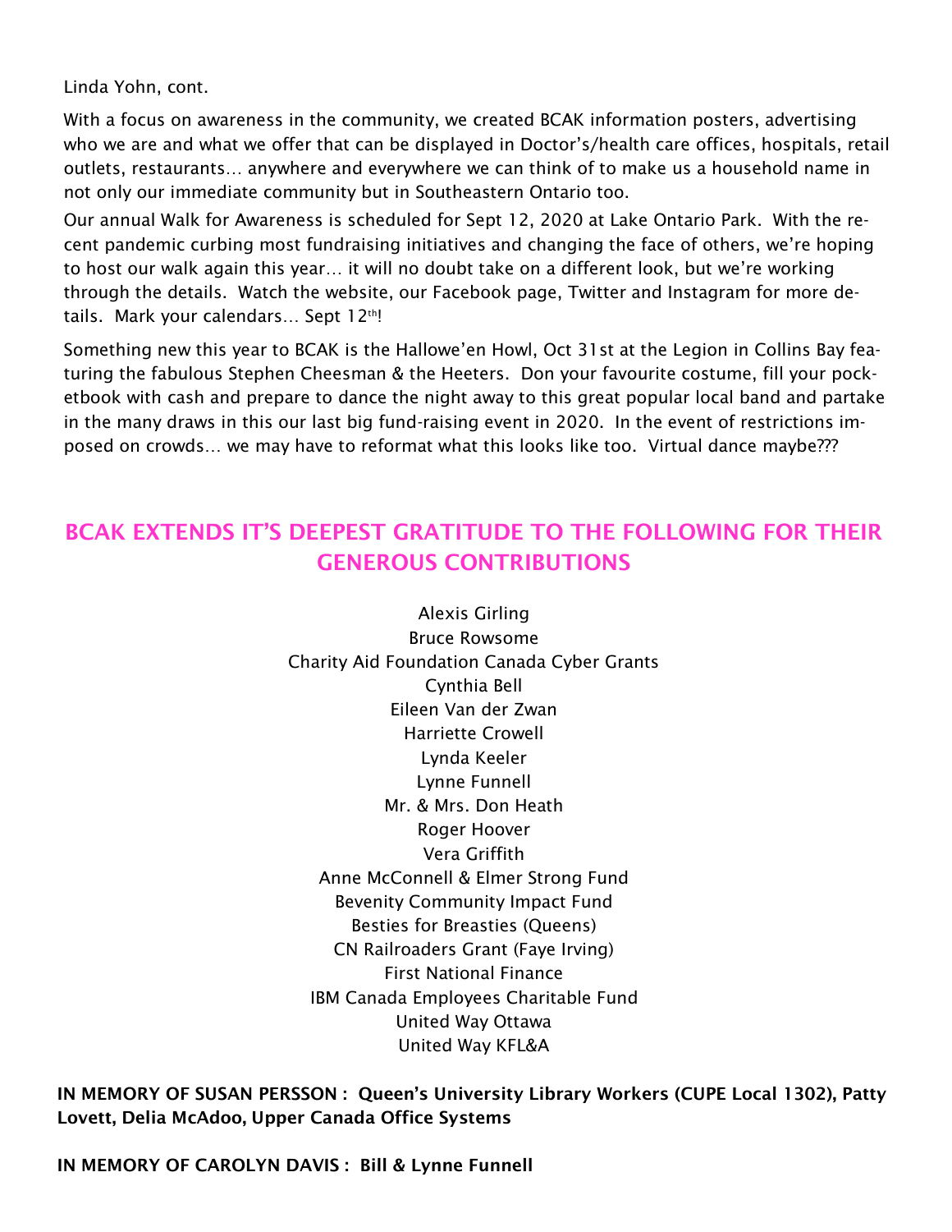Linda Yohn, cont.

With a focus on awareness in the community, we created BCAK information posters, advertising who we are and what we offer that can be displayed in Doctor's/health care offices, hospitals, retail outlets, restaurants… anywhere and everywhere we can think of to make us a household name in not only our immediate community but in Southeastern Ontario too.

Our annual Walk for Awareness is scheduled for Sept 12, 2020 at Lake Ontario Park. With the recent pandemic curbing most fundraising initiatives and changing the face of others, we're hoping to host our walk again this year… it will no doubt take on a different look, but we're working through the details. Watch the website, our Facebook page, Twitter and Instagram for more details. Mark your calendars… Sept 12th!

Something new this year to BCAK is the Hallowe'en Howl, Oct 31st at the Legion in Collins Bay featuring the fabulous Stephen Cheesman & the Heeters. Don your favourite costume, fill your pocketbook with cash and prepare to dance the night away to this great popular local band and partake in the many draws in this our last big fund-raising event in 2020. In the event of restrictions imposed on crowds… we may have to reformat what this looks like too. Virtual dance maybe???

## BCAK EXTENDS IT'S DEEPEST GRATITUDE TO THE FOLLOWING FOR THEIR GENEROUS CONTRIBUTIONS

Alexis Girling
Bruce Rowsome
Charity Aid Foundation Canada Cyber Grants
Cynthia Bell
Eileen Van der Zwan
Harriette Crowell
Lynda Keeler
Lynne Funnell
Mr. & Mrs. Don Heath
Roger Hoover
Vera Griffith
Anne McConnell & Elmer Strong Fund
Bevenity Community Impact Fund
Besties for Breasties (Queens)
CN Railroaders Grant (Faye Irving)
First National Finance
IBM Canada Employees Charitable Fund
United Way Ottawa
United Way KFL&A

**IN MEMORY OF SUSAN PERSSON : Queen's University Library Workers (CUPE Local 1302), Patty Lovett, Delia McAdoo, Upper Canada Office Systems**

**IN MEMORY OF CAROLYN DAVIS : Bill & Lynne Funnell**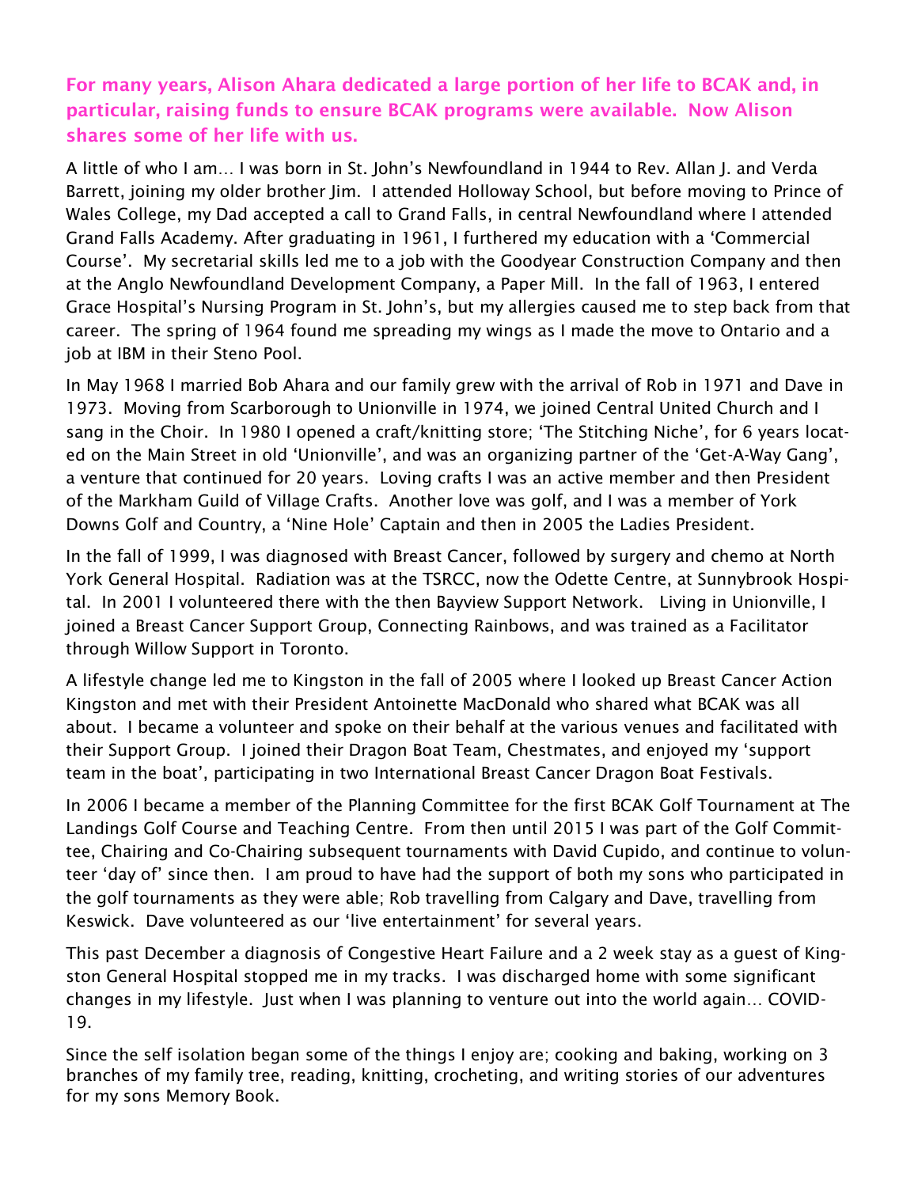**For many years, Alison Ahara dedicated a large portion of her life to BCAK and, in particular, raising funds to ensure BCAK programs were available. Now Alison shares some of her life with us.**

A little of who I am… I was born in St. John's Newfoundland in 1944 to Rev. Allan J. and Verda Barrett, joining my older brother Jim. I attended Holloway School, but before moving to Prince of Wales College, my Dad accepted a call to Grand Falls, in central Newfoundland where I attended Grand Falls Academy. After graduating in 1961, I furthered my education with a 'Commercial Course'. My secretarial skills led me to a job with the Goodyear Construction Company and then at the Anglo Newfoundland Development Company, a Paper Mill. In the fall of 1963, I entered Grace Hospital's Nursing Program in St. John's, but my allergies caused me to step back from that career. The spring of 1964 found me spreading my wings as I made the move to Ontario and a job at IBM in their Steno Pool.

In May 1968 I married Bob Ahara and our family grew with the arrival of Rob in 1971 and Dave in 1973. Moving from Scarborough to Unionville in 1974, we joined Central United Church and I sang in the Choir. In 1980 I opened a craft/knitting store; 'The Stitching Niche', for 6 years located on the Main Street in old 'Unionville', and was an organizing partner of the 'Get-A-Way Gang', a venture that continued for 20 years. Loving crafts I was an active member and then President of the Markham Guild of Village Crafts. Another love was golf, and I was a member of York Downs Golf and Country, a 'Nine Hole' Captain and then in 2005 the Ladies President.

In the fall of 1999, I was diagnosed with Breast Cancer, followed by surgery and chemo at North York General Hospital. Radiation was at the TSRCC, now the Odette Centre, at Sunnybrook Hospital. In 2001 I volunteered there with the then Bayview Support Network. Living in Unionville, I joined a Breast Cancer Support Group, Connecting Rainbows, and was trained as a Facilitator through Willow Support in Toronto.

A lifestyle change led me to Kingston in the fall of 2005 where I looked up Breast Cancer Action Kingston and met with their President Antoinette MacDonald who shared what BCAK was all about. I became a volunteer and spoke on their behalf at the various venues and facilitated with their Support Group. I joined their Dragon Boat Team, Chestmates, and enjoyed my 'support team in the boat', participating in two International Breast Cancer Dragon Boat Festivals.

In 2006 I became a member of the Planning Committee for the first BCAK Golf Tournament at The Landings Golf Course and Teaching Centre. From then until 2015 I was part of the Golf Committee, Chairing and Co-Chairing subsequent tournaments with David Cupido, and continue to volunteer 'day of' since then. I am proud to have had the support of both my sons who participated in the golf tournaments as they were able; Rob travelling from Calgary and Dave, travelling from Keswick. Dave volunteered as our 'live entertainment' for several years.

This past December a diagnosis of Congestive Heart Failure and a 2 week stay as a guest of Kingston General Hospital stopped me in my tracks. I was discharged home with some significant changes in my lifestyle. Just when I was planning to venture out into the world again… COVID-19.

Since the self isolation began some of the things I enjoy are; cooking and baking, working on 3 branches of my family tree, reading, knitting, crocheting, and writing stories of our adventures for my sons Memory Book.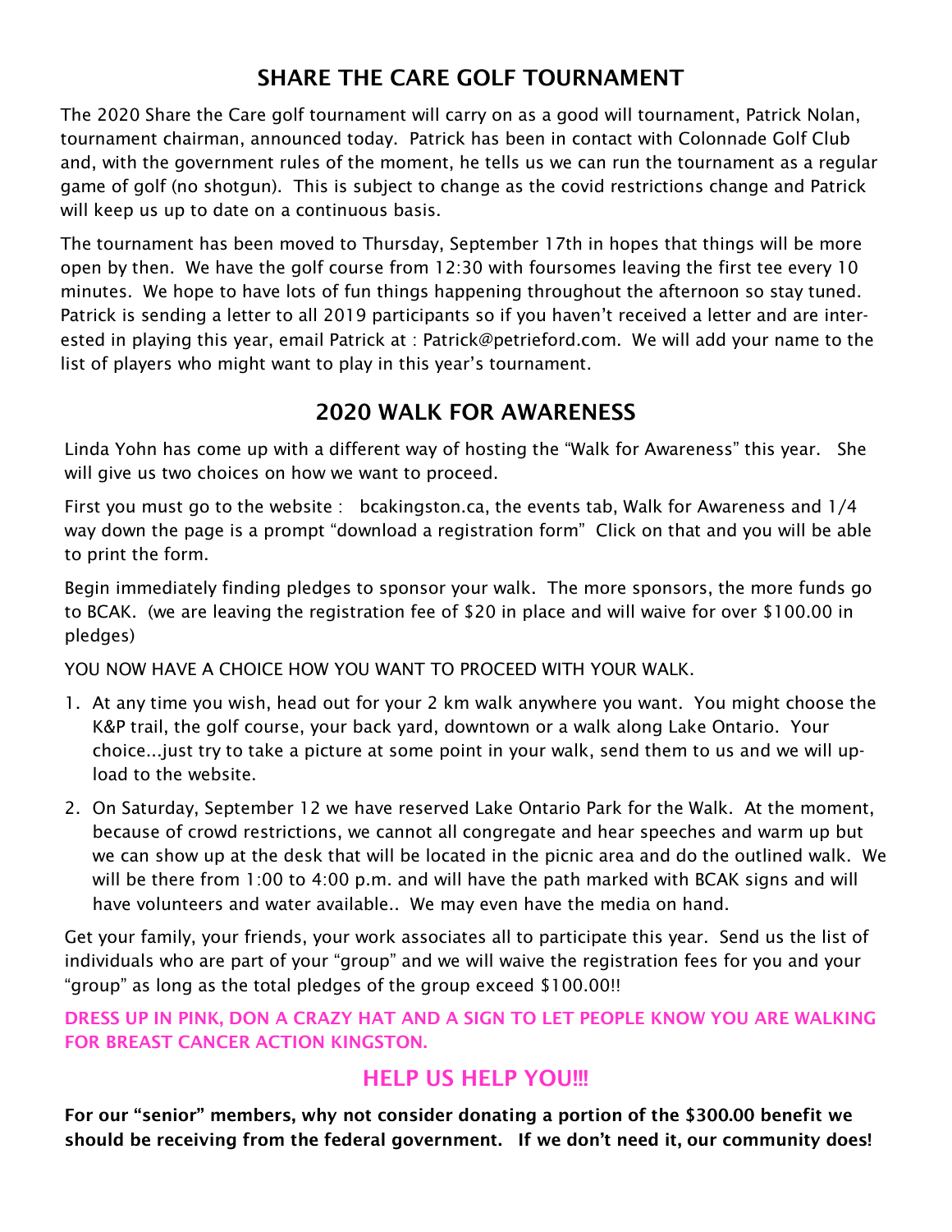## SHARE THE CARE GOLF TOURNAMENT

The 2020 Share the Care golf tournament will carry on as a good will tournament, Patrick Nolan, tournament chairman, announced today. Patrick has been in contact with Colonnade Golf Club and, with the government rules of the moment, he tells us we can run the tournament as a regular game of golf (no shotgun). This is subject to change as the covid restrictions change and Patrick will keep us up to date on a continuous basis.

The tournament has been moved to Thursday, September 17th in hopes that things will be more open by then. We have the golf course from 12:30 with foursomes leaving the first tee every 10 minutes. We hope to have lots of fun things happening throughout the afternoon so stay tuned. Patrick is sending a letter to all 2019 participants so if you haven't received a letter and are interested in playing this year, email Patrick at : Patrick@petrieford.com. We will add your name to the list of players who might want to play in this year's tournament.

## 2020 WALK FOR AWARENESS

Linda Yohn has come up with a different way of hosting the "Walk for Awareness" this year. She will give us two choices on how we want to proceed.

First you must go to the website : bcakingston.ca, the events tab, Walk for Awareness and 1/4 way down the page is a prompt "download a registration form" Click on that and you will be able to print the form.

Begin immediately finding pledges to sponsor your walk. The more sponsors, the more funds go to BCAK. (we are leaving the registration fee of $20 in place and will waive for over $100.00 in pledges)

YOU NOW HAVE A CHOICE HOW YOU WANT TO PROCEED WITH YOUR WALK.

1. At any time you wish, head out for your 2 km walk anywhere you want. You might choose the K&P trail, the golf course, your back yard, downtown or a walk along Lake Ontario. Your choice...just try to take a picture at some point in your walk, send them to us and we will upload to the website.
2. On Saturday, September 12 we have reserved Lake Ontario Park for the Walk. At the moment, because of crowd restrictions, we cannot all congregate and hear speeches and warm up but we can show up at the desk that will be located in the picnic area and do the outlined walk. We will be there from 1:00 to 4:00 p.m. and will have the path marked with BCAK signs and will have volunteers and water available.. We may even have the media on hand.

Get your family, your friends, your work associates all to participate this year. Send us the list of individuals who are part of your "group" and we will waive the registration fees for you and your "group" as long as the total pledges of the group exceed $100.00!!

**DRESS UP IN PINK, DON A CRAZY HAT AND A SIGN TO LET PEOPLE KNOW YOU ARE WALKING FOR BREAST CANCER ACTION KINGSTON.**

## HELP US HELP YOU!!!

**For our "senior" members, why not consider donating a portion of the $300.00 benefit we should be receiving from the federal government. If we don't need it, our community does!**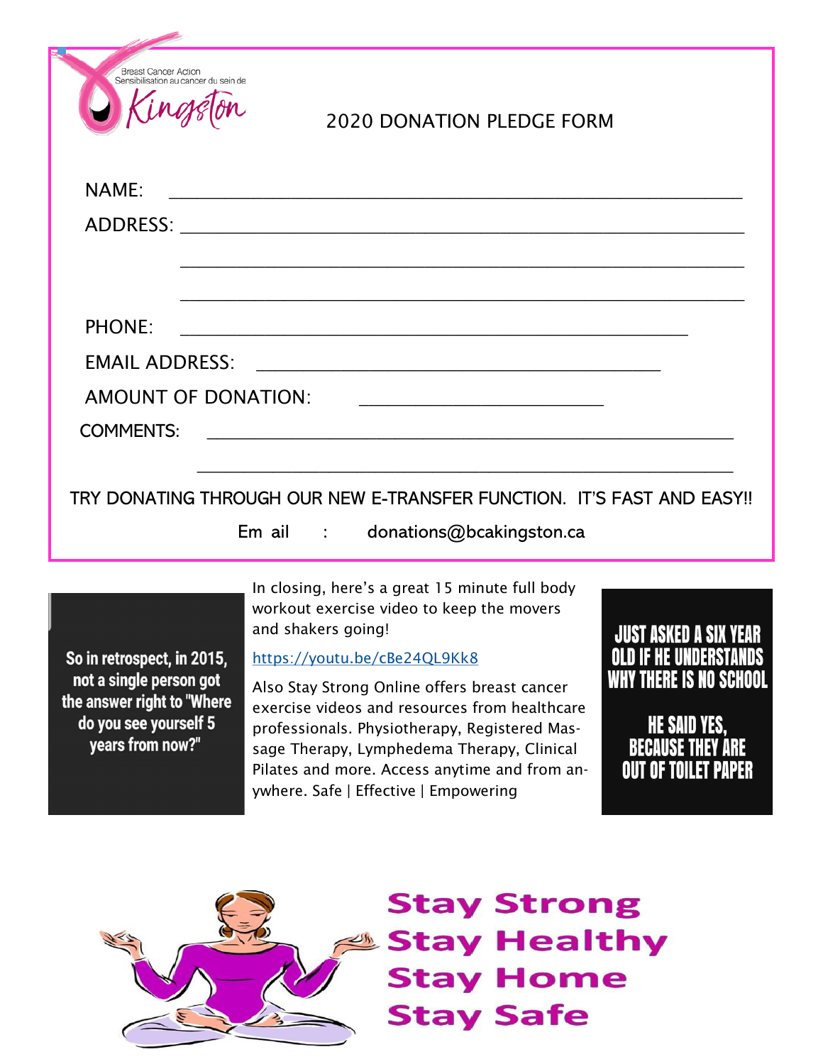Breast Cancer Action
Sensibilisation au cancer du sein de
Kingston

## 2020 DONATION PLEDGE FORM

NAME: ______________________________________________

ADDRESS: ______________________________________________

______________________________________________

______________________________________________

PHONE: ______________________________________________

EMAIL ADDRESS: ______________________________________________

AMOUNT OF DONATION: ____________________________

COMMENTS: ______________________________________________

______________________________________________

TRY DONATING THROUGH OUR NEW E-TRANSFER FUNCTION. IT'S FAST AND EASY!!

Em ail : donations@bcakingston.ca

So in retrospect, in 2015, not a single person got the answer right to "Where do you see yourself 5 years from now?"

In closing, here's a great 15 minute full body workout exercise video to keep the movers and shakers going!

https://youtu.be/cBe24QL9Kk8

Also Stay Strong Online offers breast cancer exercise videos and resources from healthcare professionals. Physiotherapy, Registered Massage Therapy, Lymphedema Therapy, Clinical Pilates and more. Access anytime and from anywhere. Safe | Effective | Empowering

JUST ASKED A SIX YEAR OLD IF HE UNDERSTANDS WHY THERE IS NO SCHOOL

HE SAID YES, BECAUSE THEY ARE OUT OF TOILET PAPER

**Stay Strong**
**Stay Healthy**
**Stay Home**
**Stay Safe**